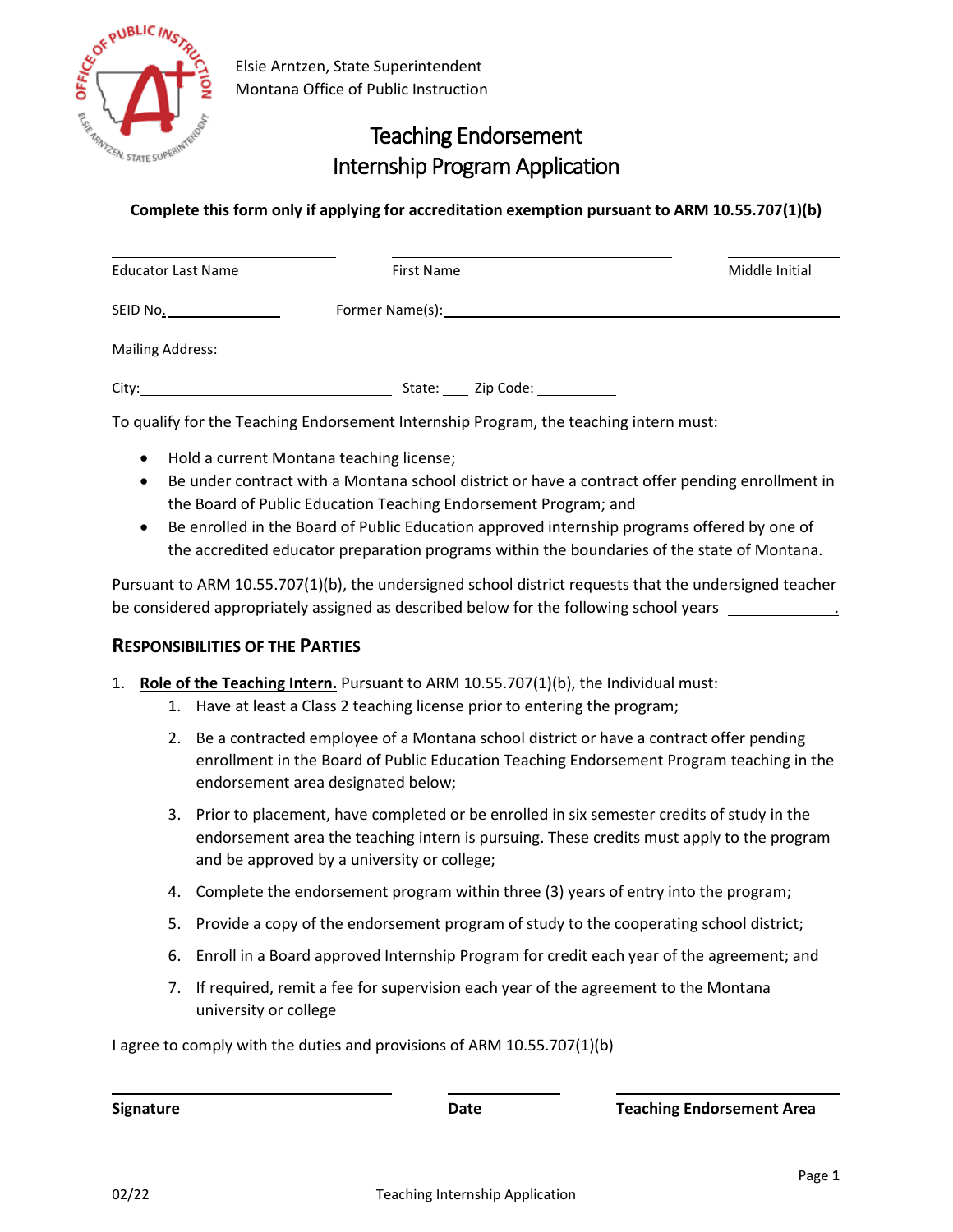Elsie Arntzen, State Superintendent
Montana Office of Public Instruction

# Teaching Endorsement
# Internship Program Application

**Complete this form only if applying for accreditation exemption pursuant to ARM 10.55.707(1)(b)**

| Educator Last Name | First Name | Middle Initial |
|---|---|---|

SEID No. ______________ Former Name(s): ______________________________

Mailing Address: ______________________________________________

City: ______________________ State: ____ Zip Code: __________

To qualify for the Teaching Endorsement Internship Program, the teaching intern must:

- Hold a current Montana teaching license;
- Be under contract with a Montana school district or have a contract offer pending enrollment in the Board of Public Education Teaching Endorsement Program; and
- Be enrolled in the Board of Public Education approved internship programs offered by one of the accredited educator preparation programs within the boundaries of the state of Montana.

Pursuant to ARM 10.55.707(1)(b), the undersigned school district requests that the undersigned teacher be considered appropriately assigned as described below for the following school years ____________.

## Responsibilities of the Parties

1. **Role of the Teaching Intern.** Pursuant to ARM 10.55.707(1)(b), the Individual must:
   1. Have at least a Class 2 teaching license prior to entering the program;
   2. Be a contracted employee of a Montana school district or have a contract offer pending enrollment in the Board of Public Education Teaching Endorsement Program teaching in the endorsement area designated below;
   3. Prior to placement, have completed or be enrolled in six semester credits of study in the endorsement area the teaching intern is pursuing. These credits must apply to the program and be approved by a university or college;
   4. Complete the endorsement program within three (3) years of entry into the program;
   5. Provide a copy of the endorsement program of study to the cooperating school district;
   6. Enroll in a Board approved Internship Program for credit each year of the agreement; and
   7. If required, remit a fee for supervision each year of the agreement to the Montana university or college

I agree to comply with the duties and provisions of ARM 10.55.707(1)(b)

| **Signature** | **Date** | **Teaching Endorsement Area** |
|---|---|---|

02/22 Teaching Internship Application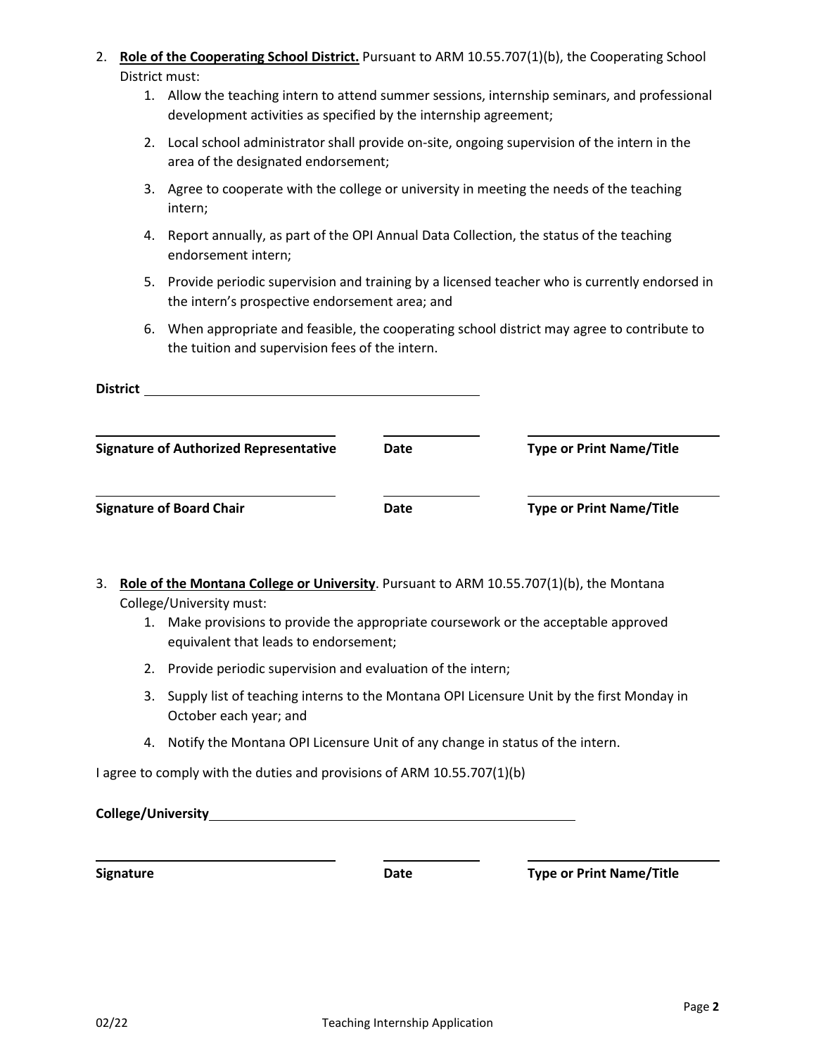2. **Role of the Cooperating School District.** Pursuant to ARM 10.55.707(1)(b), the Cooperating School District must:
    1. Allow the teaching intern to attend summer sessions, internship seminars, and professional development activities as specified by the internship agreement;
    2. Local school administrator shall provide on-site, ongoing supervision of the intern in the area of the designated endorsement;
    3. Agree to cooperate with the college or university in meeting the needs of the teaching intern;
    4. Report annually, as part of the OPI Annual Data Collection, the status of the teaching endorsement intern;
    5. Provide periodic supervision and training by a licensed teacher who is currently endorsed in the intern's prospective endorsement area; and
    6. When appropriate and feasible, the cooperating school district may agree to contribute to the tuition and supervision fees of the intern.

**District** ______________________________

| ______________________________ | __________ | ______________________________ |
|---|---|---|
| **Signature of Authorized Representative** | **Date** | **Type or Print Name/Title** |
| ______________________________ | __________ | ______________________________ |
| **Signature of Board Chair** | **Date** | **Type or Print Name/Title** |

3. **Role of the Montana College or University**. Pursuant to ARM 10.55.707(1)(b), the Montana College/University must:
    1. Make provisions to provide the appropriate coursework or the acceptable approved equivalent that leads to endorsement;
    2. Provide periodic supervision and evaluation of the intern;
    3. Supply list of teaching interns to the Montana OPI Licensure Unit by the first Monday in October each year; and
    4. Notify the Montana OPI Licensure Unit of any change in status of the intern.

I agree to comply with the duties and provisions of ARM 10.55.707(1)(b)

**College/University** ______________________________

| ______________________________ | __________ | ______________________________ |
|---|---|---|
| **Signature** | **Date** | **Type or Print Name/Title** |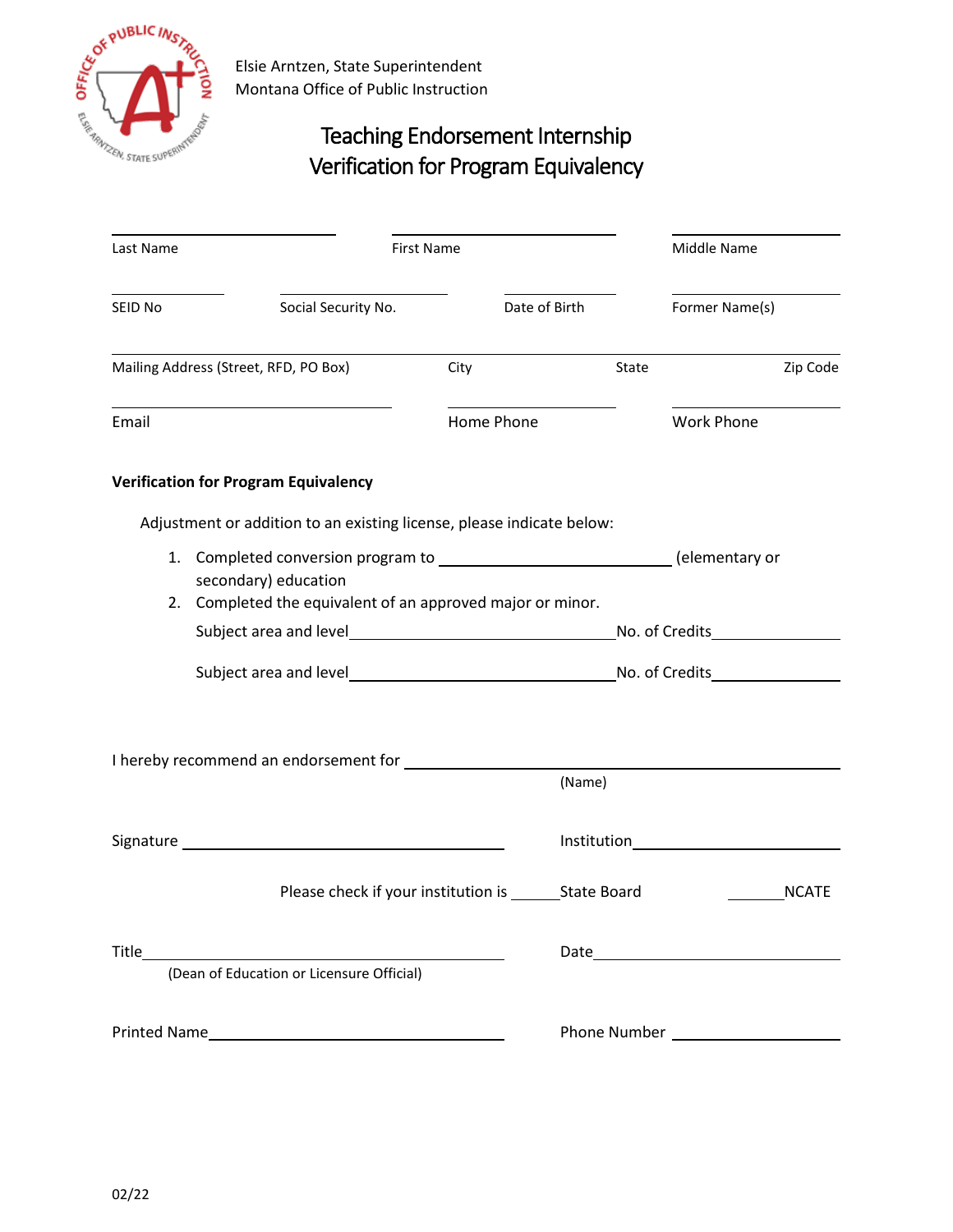Elsie Arntzen, State Superintendent
Montana Office of Public Instruction

# Teaching Endorsement Internship
# Verification for Program Equivalency

| | | | |
|---|---|---|---|
| Last Name | First Name | | Middle Name |
| SEID No | Social Security No. | Date of Birth | Former Name(s) |
| Mailing Address (Street, RFD, PO Box) | City | State | Zip Code |
| Email | Home Phone | | Work Phone |

**Verification for Program Equivalency**

Adjustment or addition to an existing license, please indicate below:

1. Completed conversion program to \_\_\_\_\_\_\_\_\_\_\_\_\_\_\_\_\_\_\_\_\_\_\_\_ (elementary or secondary) education
2. Completed the equivalent of an approved major or minor.

   Subject area and level\_\_\_\_\_\_\_\_\_\_\_\_\_\_\_\_\_\_\_\_\_\_\_\_\_\_\_\_No. of Credits\_\_\_\_\_\_\_\_\_\_\_\_

   Subject area and level\_\_\_\_\_\_\_\_\_\_\_\_\_\_\_\_\_\_\_\_\_\_\_\_\_\_\_\_No. of Credits\_\_\_\_\_\_\_\_\_\_\_\_

I hereby recommend an endorsement for \_\_\_\_\_\_\_\_\_\_\_\_\_\_\_\_\_\_\_\_\_\_\_\_\_\_\_\_\_\_\_\_\_\_\_\_\_\_\_\_
(Name)

Signature \_\_\_\_\_\_\_\_\_\_\_\_\_\_\_\_\_\_\_\_\_\_\_\_\_\_\_\_\_\_\_\_ Institution\_\_\_\_\_\_\_\_\_\_\_\_\_\_\_\_\_\_\_\_\_\_

Please check if your institution is \_\_\_\_\_State Board \_\_\_\_\_\_NCATE

Title\_\_\_\_\_\_\_\_\_\_\_\_\_\_\_\_\_\_\_\_\_\_\_\_\_\_\_\_\_\_\_\_\_\_\_\_\_\_ Date\_\_\_\_\_\_\_\_\_\_\_\_\_\_\_\_\_\_\_\_\_\_\_\_\_\_
(Dean of Education or Licensure Official)

Printed Name\_\_\_\_\_\_\_\_\_\_\_\_\_\_\_\_\_\_\_\_\_\_\_\_\_\_\_\_\_\_\_\_ Phone Number \_\_\_\_\_\_\_\_\_\_\_\_\_\_\_\_\_\_\_\_

02/22